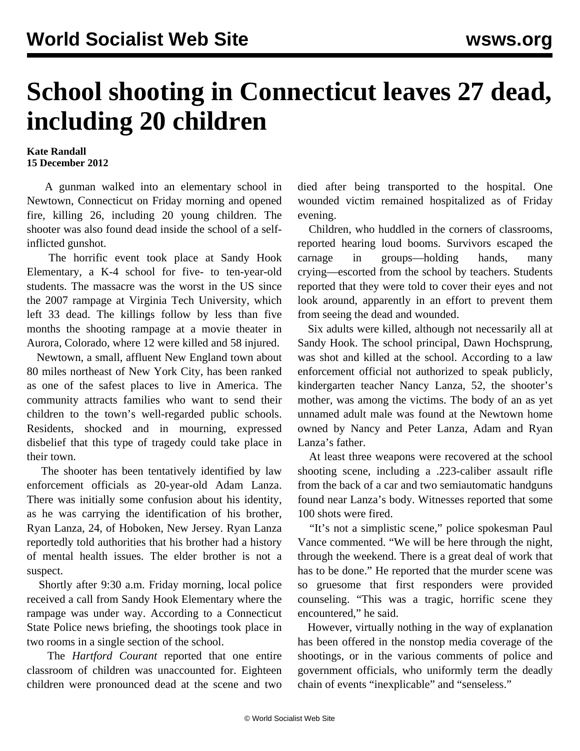# School shooting in Connecticut leaves 27 dead, including 20 children

**Kate Randall**
**15 December 2012**

A gunman walked into an elementary school in Newtown, Connecticut on Friday morning and opened fire, killing 26, including 20 young children. The shooter was also found dead inside the school of a self-inflicted gunshot.

The horrific event took place at Sandy Hook Elementary, a K-4 school for five- to ten-year-old students. The massacre was the worst in the US since the 2007 rampage at Virginia Tech University, which left 33 dead. The killings follow by less than five months the shooting rampage at a movie theater in Aurora, Colorado, where 12 were killed and 58 injured.

Newtown, a small, affluent New England town about 80 miles northeast of New York City, has been ranked as one of the safest places to live in America. The community attracts families who want to send their children to the town's well-regarded public schools. Residents, shocked and in mourning, expressed disbelief that this type of tragedy could take place in their town.

The shooter has been tentatively identified by law enforcement officials as 20-year-old Adam Lanza. There was initially some confusion about his identity, as he was carrying the identification of his brother, Ryan Lanza, 24, of Hoboken, New Jersey. Ryan Lanza reportedly told authorities that his brother had a history of mental health issues. The elder brother is not a suspect.

Shortly after 9:30 a.m. Friday morning, local police received a call from Sandy Hook Elementary where the rampage was under way. According to a Connecticut State Police news briefing, the shootings took place in two rooms in a single section of the school.

The *Hartford Courant* reported that one entire classroom of children was unaccounted for. Eighteen children were pronounced dead at the scene and two died after being transported to the hospital. One wounded victim remained hospitalized as of Friday evening.

Children, who huddled in the corners of classrooms, reported hearing loud booms. Survivors escaped the carnage in groups—holding hands, many crying—escorted from the school by teachers. Students reported that they were told to cover their eyes and not look around, apparently in an effort to prevent them from seeing the dead and wounded.

Six adults were killed, although not necessarily all at Sandy Hook. The school principal, Dawn Hochsprung, was shot and killed at the school. According to a law enforcement official not authorized to speak publicly, kindergarten teacher Nancy Lanza, 52, the shooter's mother, was among the victims. The body of an as yet unnamed adult male was found at the Newtown home owned by Nancy and Peter Lanza, Adam and Ryan Lanza's father.

At least three weapons were recovered at the school shooting scene, including a .223-caliber assault rifle from the back of a car and two semiautomatic handguns found near Lanza's body. Witnesses reported that some 100 shots were fired.

"It's not a simplistic scene," police spokesman Paul Vance commented. "We will be here through the night, through the weekend. There is a great deal of work that has to be done." He reported that the murder scene was so gruesome that first responders were provided counseling. "This was a tragic, horrific scene they encountered," he said.

However, virtually nothing in the way of explanation has been offered in the nonstop media coverage of the shootings, or in the various comments of police and government officials, who uniformly term the deadly chain of events "inexplicable" and "senseless."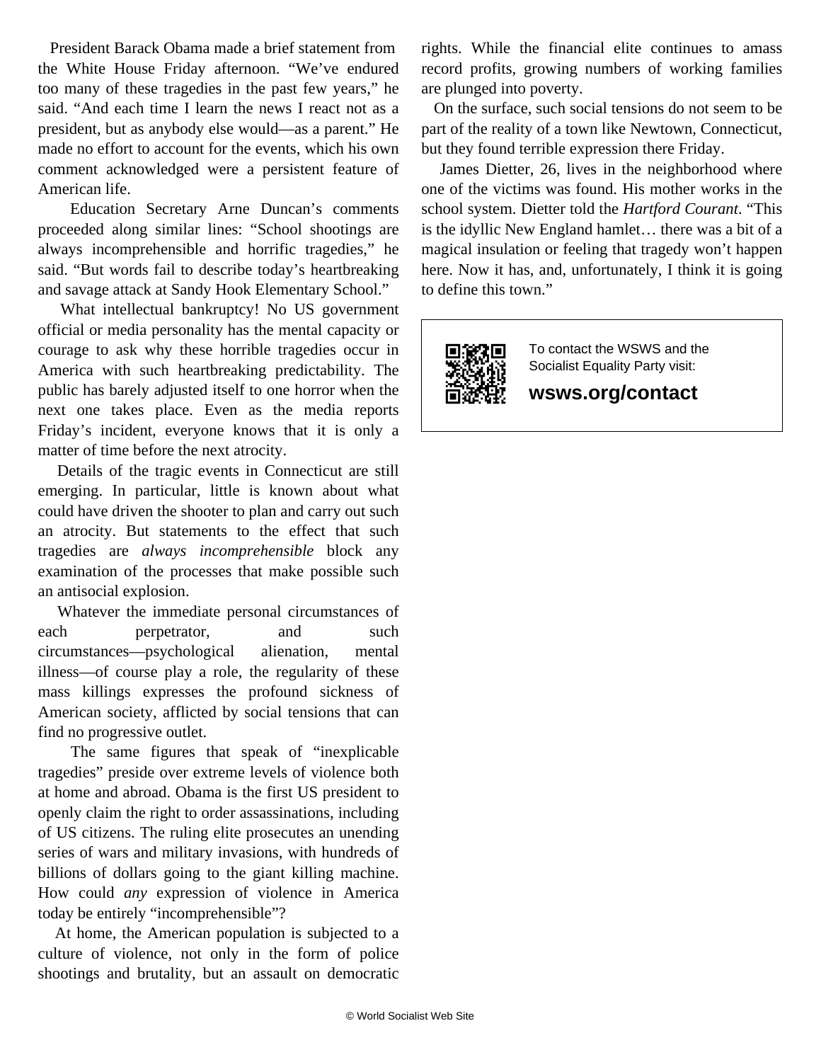President Barack Obama made a brief statement from the White House Friday afternoon. "We've endured too many of these tragedies in the past few years," he said. "And each time I learn the news I react not as a president, but as anybody else would—as a parent." He made no effort to account for the events, which his own comment acknowledged were a persistent feature of American life.

Education Secretary Arne Duncan's comments proceeded along similar lines: "School shootings are always incomprehensible and horrific tragedies," he said. "But words fail to describe today's heartbreaking and savage attack at Sandy Hook Elementary School."

What intellectual bankruptcy! No US government official or media personality has the mental capacity or courage to ask why these horrible tragedies occur in America with such heartbreaking predictability. The public has barely adjusted itself to one horror when the next one takes place. Even as the media reports Friday's incident, everyone knows that it is only a matter of time before the next atrocity.

Details of the tragic events in Connecticut are still emerging. In particular, little is known about what could have driven the shooter to plan and carry out such an atrocity. But statements to the effect that such tragedies are *always incomprehensible* block any examination of the processes that make possible such an antisocial explosion.

Whatever the immediate personal circumstances of each perpetrator, and such circumstances—psychological alienation, mental illness—of course play a role, the regularity of these mass killings expresses the profound sickness of American society, afflicted by social tensions that can find no progressive outlet.

The same figures that speak of "inexplicable tragedies" preside over extreme levels of violence both at home and abroad. Obama is the first US president to openly claim the right to order assassinations, including of US citizens. The ruling elite prosecutes an unending series of wars and military invasions, with hundreds of billions of dollars going to the giant killing machine. How could *any* expression of violence in America today be entirely "incomprehensible"?

At home, the American population is subjected to a culture of violence, not only in the form of police shootings and brutality, but an assault on democratic rights. While the financial elite continues to amass record profits, growing numbers of working families are plunged into poverty.

On the surface, such social tensions do not seem to be part of the reality of a town like Newtown, Connecticut, but they found terrible expression there Friday.

James Dietter, 26, lives in the neighborhood where one of the victims was found. His mother works in the school system. Dietter told the *Hartford Courant*. "This is the idyllic New England hamlet… there was a bit of a magical insulation or feeling that tragedy won't happen here. Now it has, and, unfortunately, I think it is going to define this town."

To contact the WSWS and the Socialist Equality Party visit:

**wsws.org/contact**